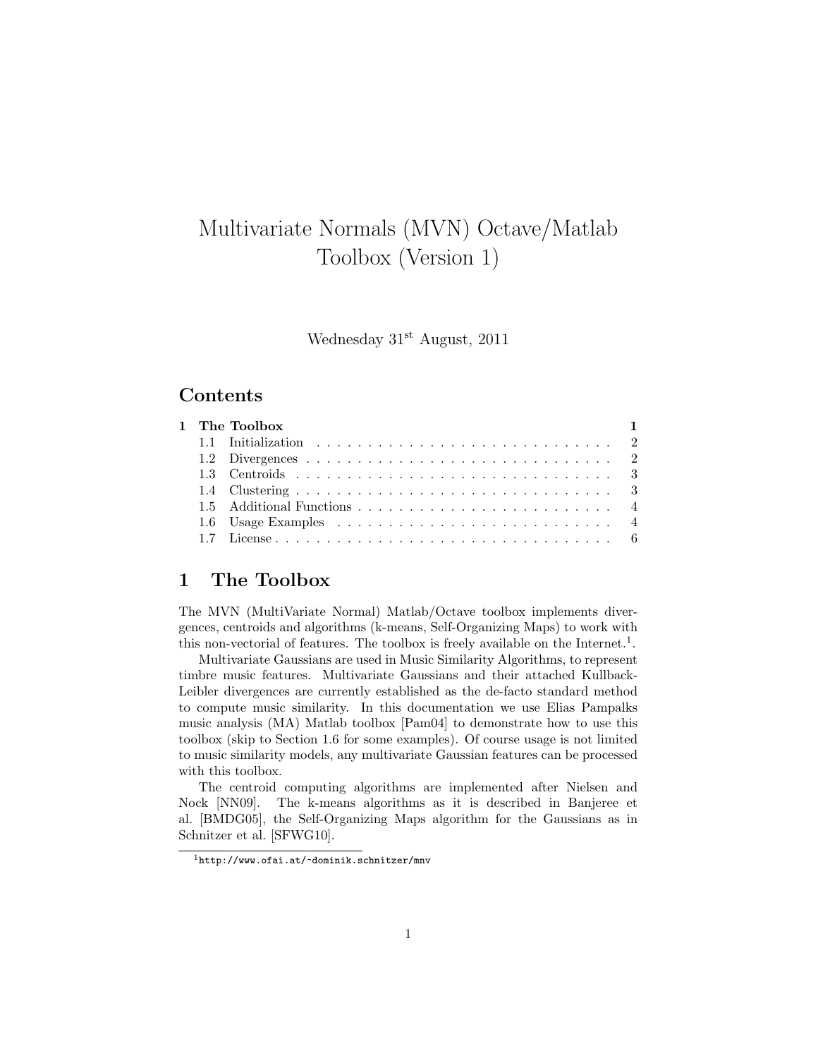# Multivariate Normals (MVN) Octave/Matlab Toolbox (Version 1)

Wednesday 31st August, 2011

## Contents

| | | |
|---|---|---|
| **1** | **The Toolbox** | **1** |
| 1.1 | Initialization | 2 |
| 1.2 | Divergences | 2 |
| 1.3 | Centroids | 3 |
| 1.4 | Clustering | 3 |
| 1.5 | Additional Functions | 4 |
| 1.6 | Usage Examples | 4 |
| 1.7 | License | 6 |

## 1 The Toolbox

The MVN (MultiVariate Normal) Matlab/Octave toolbox implements divergences, centroids and algorithms (k-means, Self-Organizing Maps) to work with this non-vectorial of features. The toolbox is freely available on the Internet.[1].

Multivariate Gaussians are used in Music Similarity Algorithms, to represent timbre music features. Multivariate Gaussians and their attached Kullback-Leibler divergences are currently established as the de-facto standard method to compute music similarity. In this documentation we use Elias Pampalks music analysis (MA) Matlab toolbox [Pam04] to demonstrate how to use this toolbox (skip to Section 1.6 for some examples). Of course usage is not limited to music similarity models, any multivariate Gaussian features can be processed with this toolbox.

The centroid computing algorithms are implemented after Nielsen and Nock [NN09]. The k-means algorithms as it is described in Banjeree et al. [BMDG05], the Self-Organizing Maps algorithm for the Gaussians as in Schnitzer et al. [SFWG10].

[1] http://www.ofai.at/~dominik.schnitzer/mnv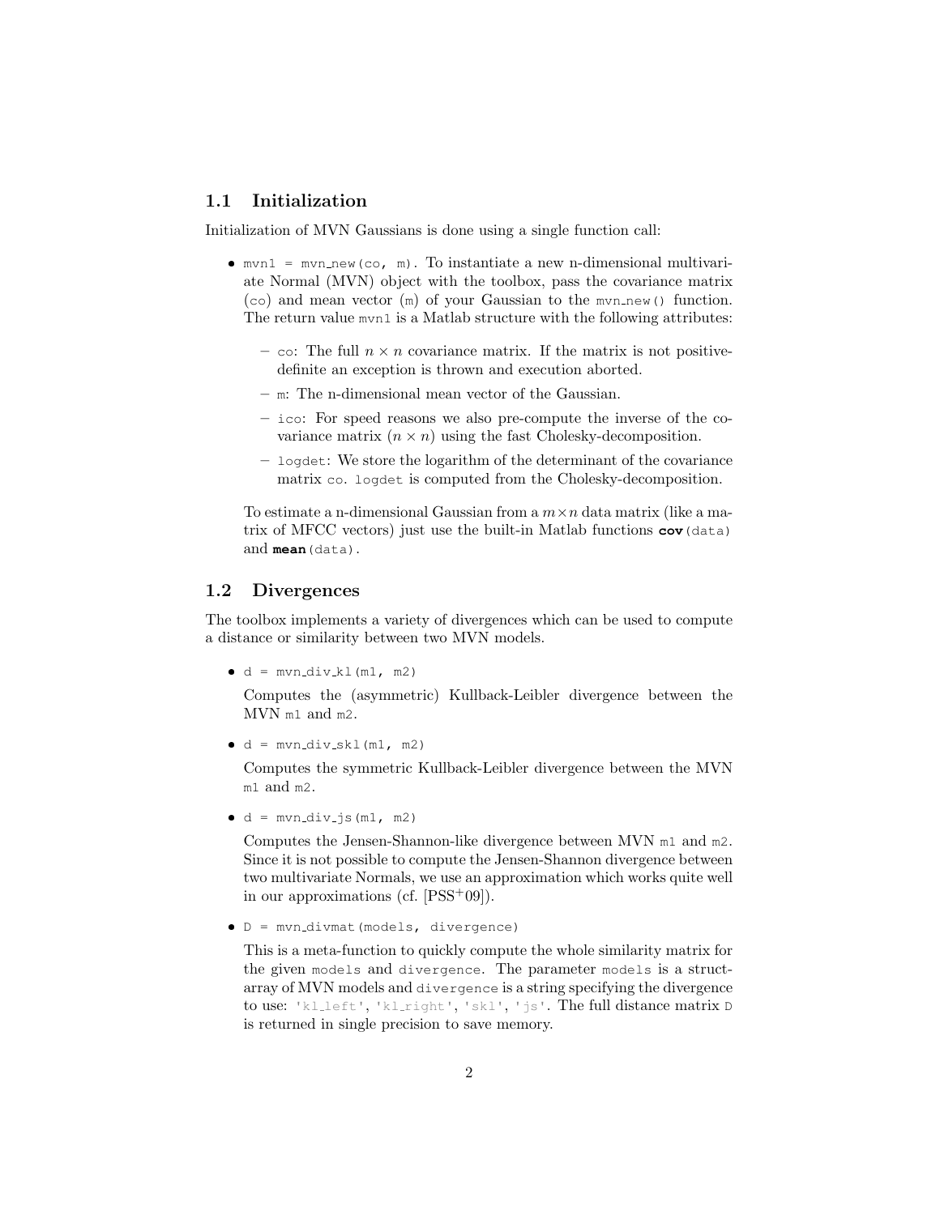## 1.1 Initialization

Initialization of MVN Gaussians is done using a single function call:

- `mvn1 = mvn_new(co, m)`. To instantiate a new n-dimensional multivariate Normal (MVN) object with the toolbox, pass the covariance matrix (`co`) and mean vector (`m`) of your Gaussian to the `mvn_new()` function. The return value `mvn1` is a Matlab structure with the following attributes:
  - `co`: The full $n \times n$ covariance matrix. If the matrix is not positive-definite an exception is thrown and execution aborted.
  - `m`: The n-dimensional mean vector of the Gaussian.
  - `ico`: For speed reasons we also pre-compute the inverse of the covariance matrix ($n \times n$) using the fast Cholesky-decomposition.
  - `logdet`: We store the logarithm of the determinant of the covariance matrix `co`. `logdet` is computed from the Cholesky-decomposition.

  To estimate a n-dimensional Gaussian from a $m \times n$ data matrix (like a matrix of MFCC vectors) just use the built-in Matlab functions **`cov`**`(data)` and **`mean`**`(data)`.

## 1.2 Divergences

The toolbox implements a variety of divergences which can be used to compute a distance or similarity between two MVN models.

- `d = mvn_div_kl(m1, m2)`

  Computes the (asymmetric) Kullback-Leibler divergence between the MVN `m1` and `m2`.

- `d = mvn_div_skl(m1, m2)`

  Computes the symmetric Kullback-Leibler divergence between the MVN `m1` and `m2`.

- `d = mvn_div_js(m1, m2)`

  Computes the Jensen-Shannon-like divergence between MVN `m1` and `m2`. Since it is not possible to compute the Jensen-Shannon divergence between two multivariate Normals, we use an approximation which works quite well in our approximations (cf. [PSS+09]).

- `D = mvn_divmat(models, divergence)`

  This is a meta-function to quickly compute the whole similarity matrix for the given `models` and `divergence`. The parameter `models` is a struct-array of MVN models and `divergence` is a string specifying the divergence to use: `'kl_left'`, `'kl_right'`, `'skl'`, `'js'`. The full distance matrix `D` is returned in single precision to save memory.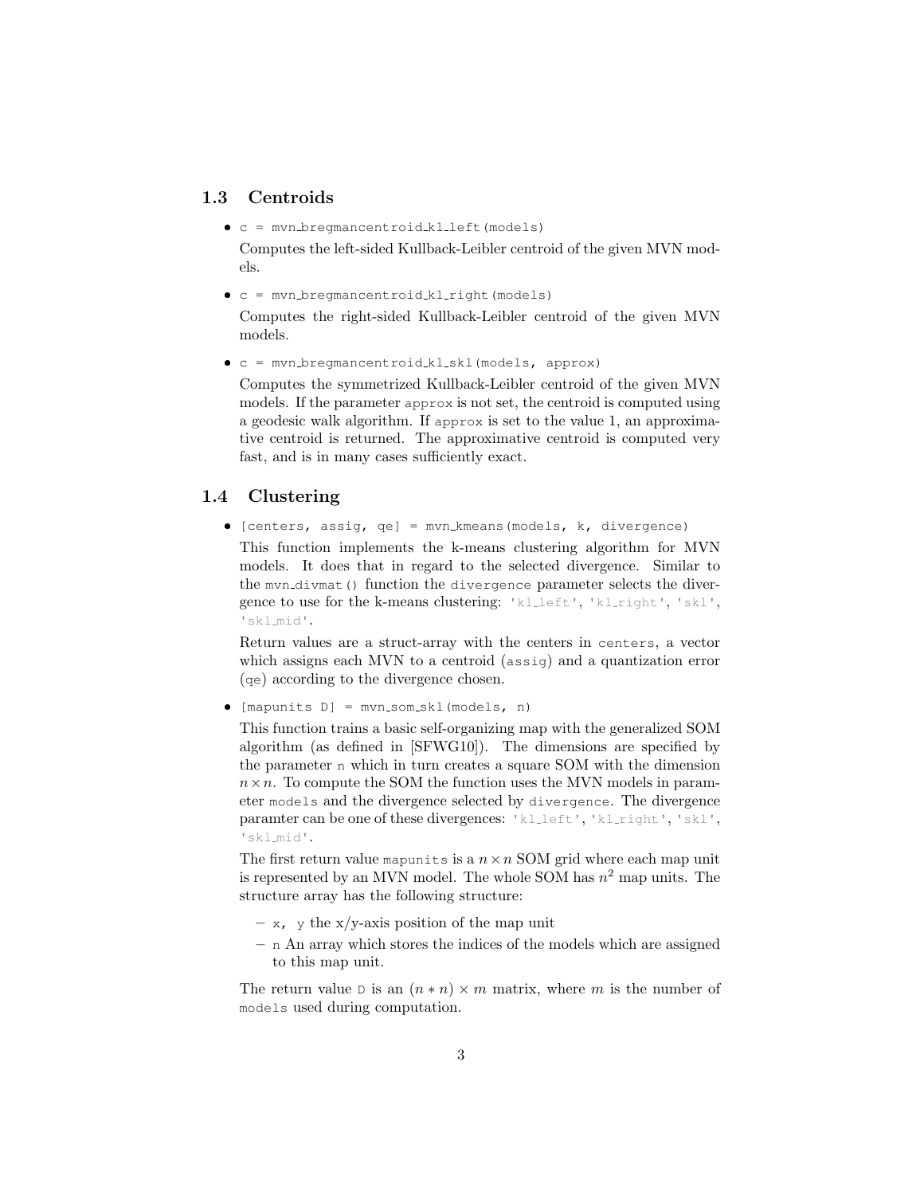### 1.3 Centroids

- `c = mvn_bregmancentroid_kl_left(models)`

  Computes the left-sided Kullback-Leibler centroid of the given MVN models.

- `c = mvn_bregmancentroid_kl_right(models)`

  Computes the right-sided Kullback-Leibler centroid of the given MVN models.

- `c = mvn_bregmancentroid_kl_skl(models, approx)`

  Computes the symmetrized Kullback-Leibler centroid of the given MVN models. If the parameter `approx` is not set, the centroid is computed using a geodesic walk algorithm. If `approx` is set to the value 1, an approximative centroid is returned. The approximative centroid is computed very fast, and is in many cases sufficiently exact.

### 1.4 Clustering

- `[centers, assig, qe] = mvn_kmeans(models, k, divergence)`

  This function implements the k-means clustering algorithm for MVN models. It does that in regard to the selected divergence. Similar to the `mvn_divmat()` function the `divergence` parameter selects the divergence to use for the k-means clustering: `'kl_left'`, `'kl_right'`, `'skl'`, `'skl_mid'`.

  Return values are a struct-array with the centers in `centers`, a vector which assigns each MVN to a centroid (`assig`) and a quantization error (`qe`) according to the divergence chosen.

- `[mapunits D] = mvn_som_skl(models, n)`

  This function trains a basic self-organizing map with the generalized SOM algorithm (as defined in [SFWG10]). The dimensions are specified by the parameter `n` which in turn creates a square SOM with the dimension $n \times n$. To compute the SOM the function uses the MVN models in parameter `models` and the divergence selected by `divergence`. The divergence paramter can be one of these divergences: `'kl_left'`, `'kl_right'`, `'skl'`, `'skl_mid'`.

  The first return value `mapunits` is a $n \times n$ SOM grid where each map unit is represented by an MVN model. The whole SOM has $n^2$ map units. The structure array has the following structure:

  - `x, y` the x/y-axis position of the map unit
  - `n` An array which stores the indices of the models which are assigned to this map unit.

  The return value `D` is an $(n * n) \times m$ matrix, where $m$ is the number of `models` used during computation.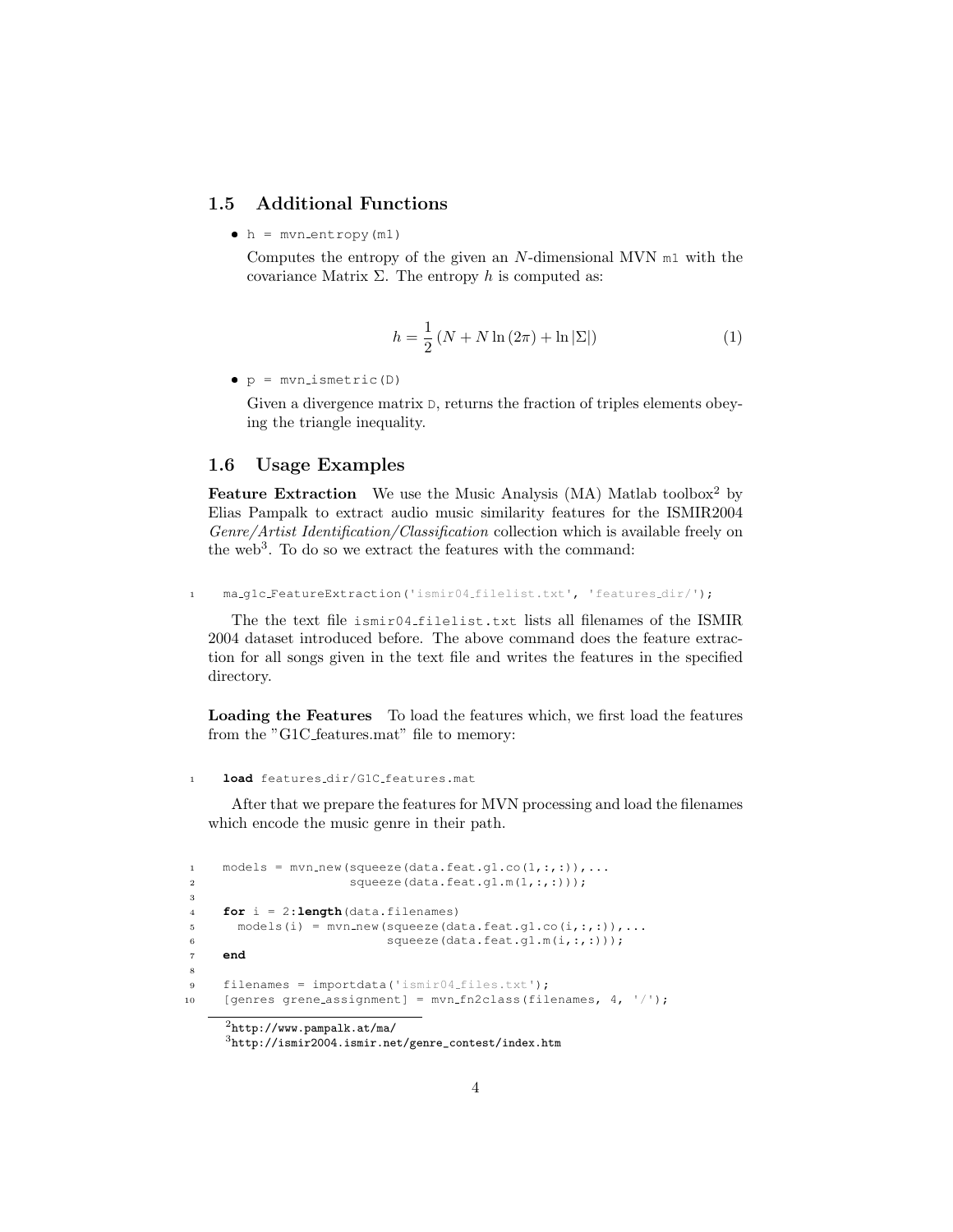### 1.5 Additional Functions

- `h = mvn_entropy(m1)`

  Computes the entropy of the given an $N$-dimensional MVN `m1` with the covariance Matrix $\Sigma$. The entropy $h$ is computed as:

$$h = \frac{1}{2}\left(N + N\ln(2\pi) + \ln|\Sigma|\right) \tag{1}$$

- `p = mvn_ismetric(D)`

  Given a divergence matrix `D`, returns the fraction of triples elements obeying the triangle inequality.

### 1.6 Usage Examples

**Feature Extraction** We use the Music Analysis (MA) Matlab toolbox[2] by Elias Pampalk to extract audio music similarity features for the ISMIR2004 *Genre/Artist Identification/Classification* collection which is available freely on the web[3]. To do so we extract the features with the command:

```
ma_g1c_FeatureExtraction('ismir04_filelist.txt', 'features_dir/');
```

The the text file `ismir04_filelist.txt` lists all filenames of the ISMIR 2004 dataset introduced before. The above command does the feature extraction for all songs given in the text file and writes the features in the specified directory.

**Loading the Features** To load the features which, we first load the features from the "G1C_features.mat" file to memory:

```
load features_dir/G1C_features.mat
```

After that we prepare the features for MVN processing and load the filenames which encode the music genre in their path.

```
models = mvn_new(squeeze(data.feat.g1.co(1,:,:)),...
                 squeeze(data.feat.g1.m(1,:,:)));

for i = 2:length(data.filenames)
  models(i) = mvn_new(squeeze(data.feat.g1.co(i,:,:)),...
                      squeeze(data.feat.g1.m(i,:,:)));
end

filenames = importdata('ismir04_files.txt');
[genres grene_assignment] = mvn_fn2class(filenames, 4, '/');
```

[2] http://www.pampalk.at/ma/

[3] http://ismir2004.ismir.net/genre_contest/index.htm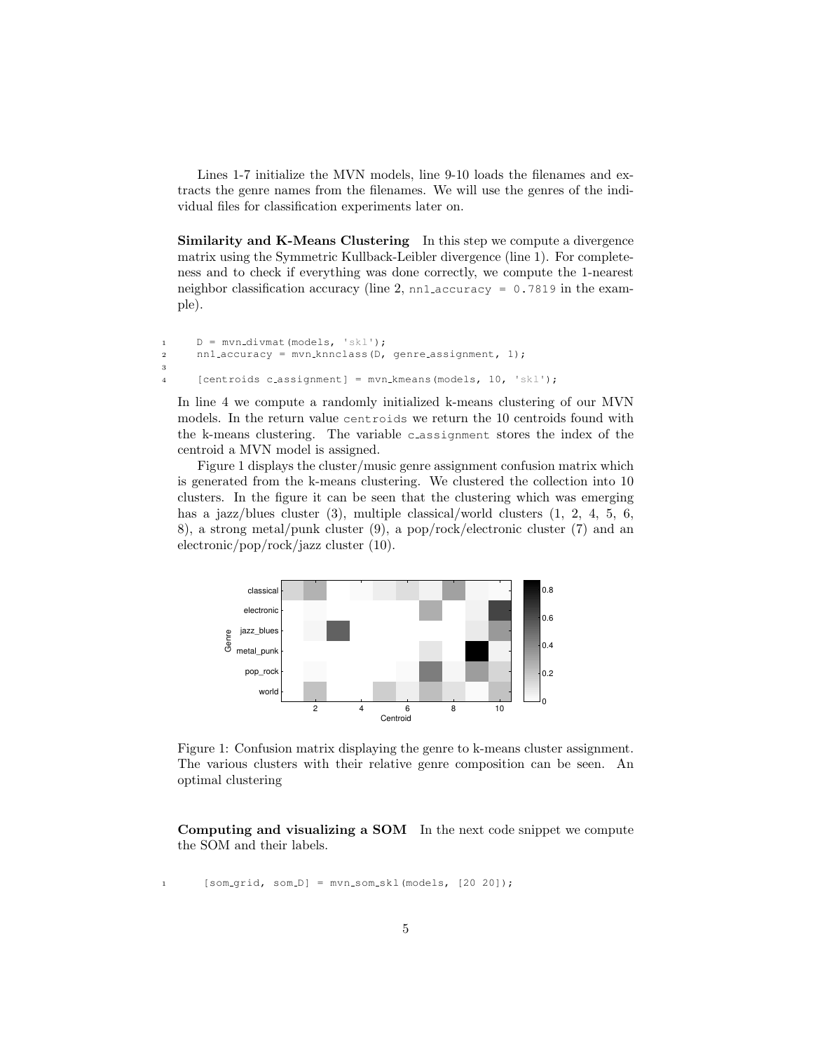Lines 1-7 initialize the MVN models, line 9-10 loads the filenames and extracts the genre names from the filenames. We will use the genres of the individual files for classification experiments later on.

**Similarity and K-Means Clustering** In this step we compute a divergence matrix using the Symmetric Kullback-Leibler divergence (line 1). For completeness and to check if everything was done correctly, we compute the 1-nearest neighbor classification accuracy (line 2, `nn1_accuracy = 0.7819` in the example).

```
1    D = mvn_divmat(models, 'skl');
2    nn1_accuracy = mvn_knnclass(D, genre_assignment, 1);
3
4    [centroids c_assignment] = mvn_kmeans(models, 10, 'skl');
```

In line 4 we compute a randomly initialized k-means clustering of our MVN models. In the return value `centroids` we return the 10 centroids found with the k-means clustering. The variable `c_assignment` stores the index of the centroid a MVN model is assigned.

Figure 1 displays the cluster/music genre assignment confusion matrix which is generated from the k-means clustering. We clustered the collection into 10 clusters. In the figure it can be seen that the clustering which was emerging has a jazz/blues cluster (3), multiple classical/world clusters (1, 2, 4, 5, 6, 8), a strong metal/punk cluster (9), a pop/rock/electronic cluster (7) and an electronic/pop/rock/jazz cluster (10).

Figure 1: Confusion matrix displaying the genre to k-means cluster assignment. The various clusters with their relative genre composition can be seen. An optimal clustering

**Computing and visualizing a SOM** In the next code snippet we compute the SOM and their labels.

```
1    [som_grid, som_D] = mvn_som_skl(models, [20 20]);
```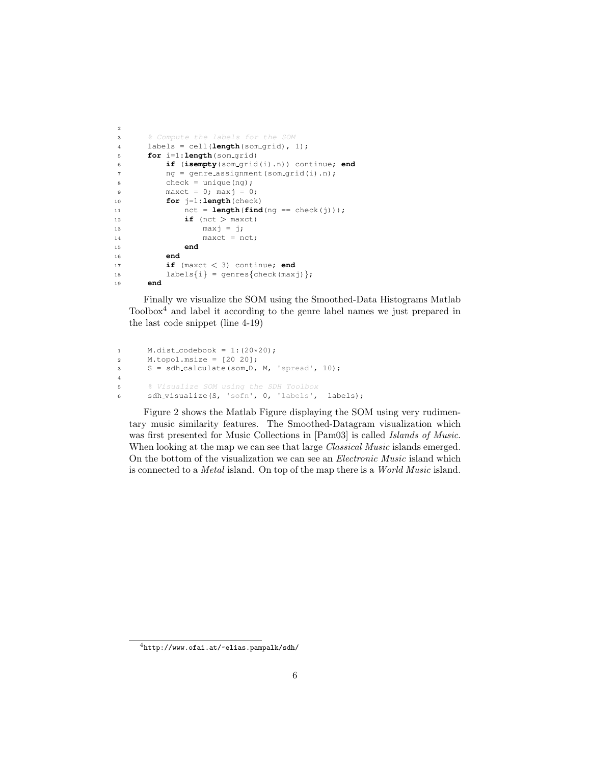```
% Compute the labels for the SOM
labels = cell(length(som_grid), 1);
for i=1:length(som_grid)
    if (isempty(som_grid(i).n)) continue; end
    ng = genre_assignment(som_grid(i).n);
    check = unique(ng);
    maxct = 0; maxj = 0;
    for j=1:length(check)
        nct = length(find(ng == check(j)));
        if (nct > maxct)
            maxj = j;
            maxct = nct;
        end
    end
    if (maxct < 3) continue; end
    labels{i} = genres{check(maxj)};
end
```

Finally we visualize the SOM using the Smoothed-Data Histograms Matlab Toolbox[4] and label it according to the genre label names we just prepared in the last code snippet (line 4-19)

```
M.dist_codebook = 1:(20*20);
M.topol.msize = [20 20];
S = sdh_calculate(som_D, M, 'spread', 10);

% Visualize SOM using the SDH Toolbox
sdh_visualize(S, 'sofn', 0, 'labels',  labels);
```

Figure 2 shows the Matlab Figure displaying the SOM using very rudimentary music similarity features. The Smoothed-Datagram visualization which was first presented for Music Collections in [Pam03] is called *Islands of Music*. When looking at the map we can see that large *Classical Music* islands emerged. On the bottom of the visualization we can see an *Electronic Music* island which is connected to a *Metal* island. On top of the map there is a *World Music* island.

[4] http://www.ofai.at/~elias.pampalk/sdh/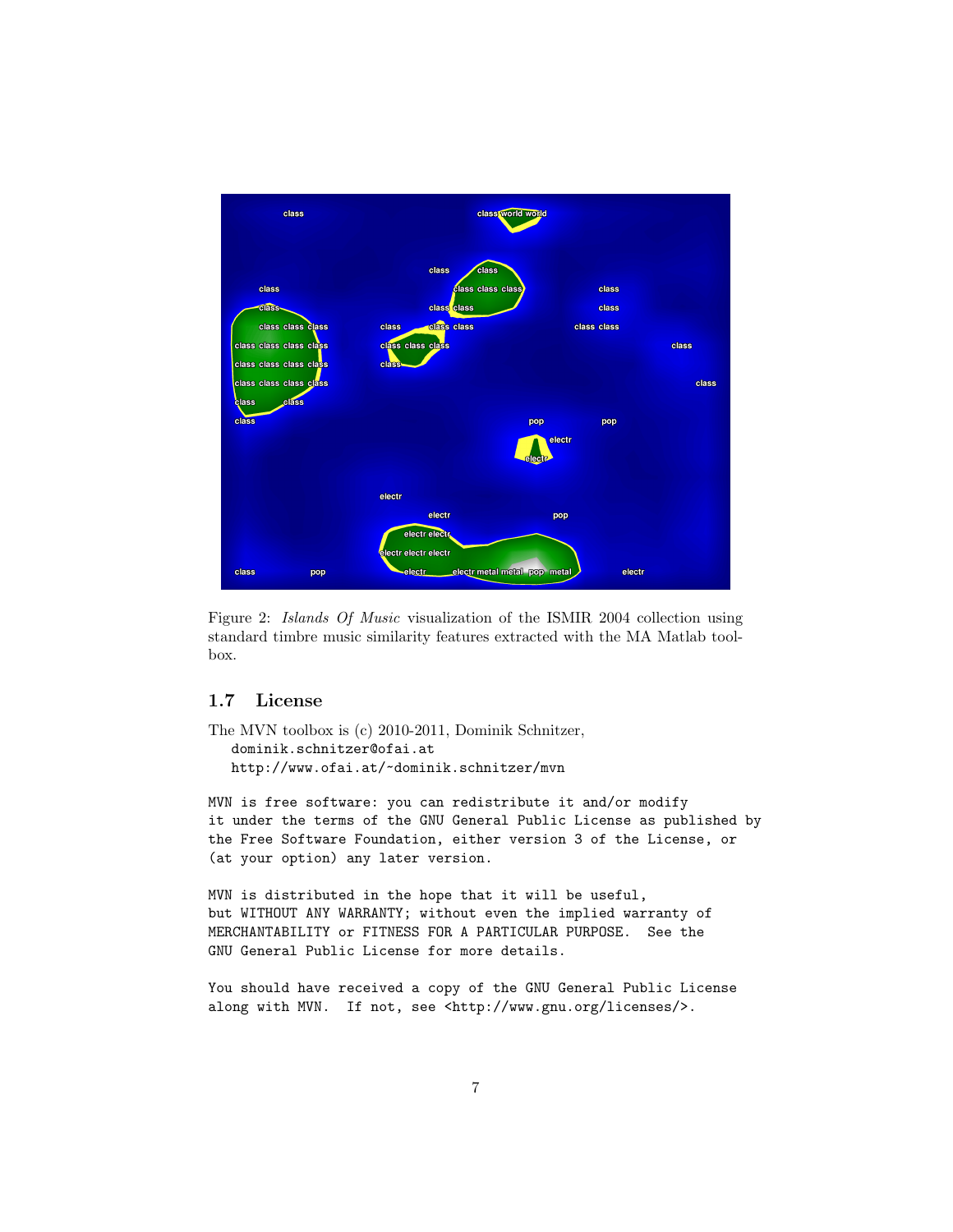Figure 2: *Islands Of Music* visualization of the ISMIR 2004 collection using standard timbre music similarity features extracted with the MA Matlab toolbox.

### 1.7 License

The MVN toolbox is (c) 2010-2011, Dominik Schnitzer,
`dominik.schnitzer@ofai.at`
`http://www.ofai.at/~dominik.schnitzer/mvn`

```
MVN is free software: you can redistribute it and/or modify
it under the terms of the GNU General Public License as published by
the Free Software Foundation, either version 3 of the License, or
(at your option) any later version.

MVN is distributed in the hope that it will be useful,
but WITHOUT ANY WARRANTY; without even the implied warranty of
MERCHANTABILITY or FITNESS FOR A PARTICULAR PURPOSE.  See the
GNU General Public License for more details.

You should have received a copy of the GNU General Public License
along with MVN.  If not, see <http://www.gnu.org/licenses/>.
```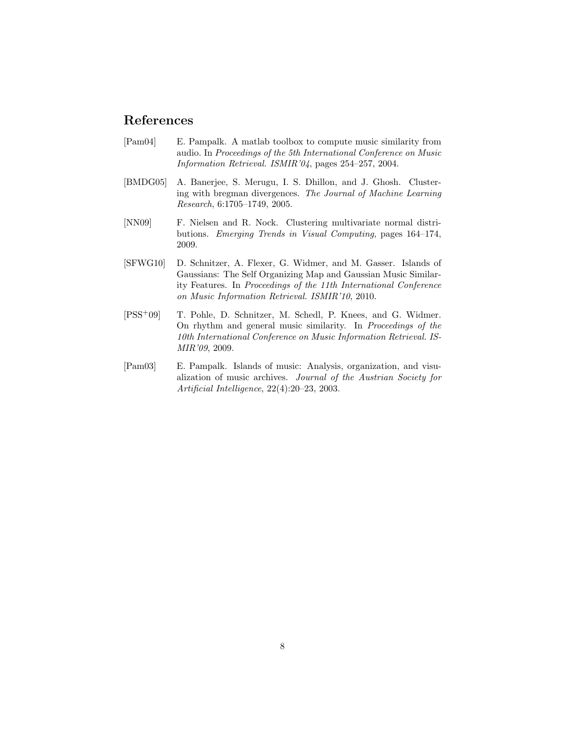## References

[Pam04] E. Pampalk. A matlab toolbox to compute music similarity from audio. In *Proceedings of the 5th International Conference on Music Information Retrieval. ISMIR'04*, pages 254–257, 2004.

[BMDG05] A. Banerjee, S. Merugu, I. S. Dhillon, and J. Ghosh. Clustering with bregman divergences. *The Journal of Machine Learning Research*, 6:1705–1749, 2005.

[NN09] F. Nielsen and R. Nock. Clustering multivariate normal distributions. *Emerging Trends in Visual Computing*, pages 164–174, 2009.

[SFWG10] D. Schnitzer, A. Flexer, G. Widmer, and M. Gasser. Islands of Gaussians: The Self Organizing Map and Gaussian Music Similarity Features. In *Proceedings of the 11th International Conference on Music Information Retrieval. ISMIR'10*, 2010.

[PSS+09] T. Pohle, D. Schnitzer, M. Schedl, P. Knees, and G. Widmer. On rhythm and general music similarity. In *Proceedings of the 10th International Conference on Music Information Retrieval. ISMIR'09*, 2009.

[Pam03] E. Pampalk. Islands of music: Analysis, organization, and visualization of music archives. *Journal of the Austrian Society for Artificial Intelligence*, 22(4):20–23, 2003.